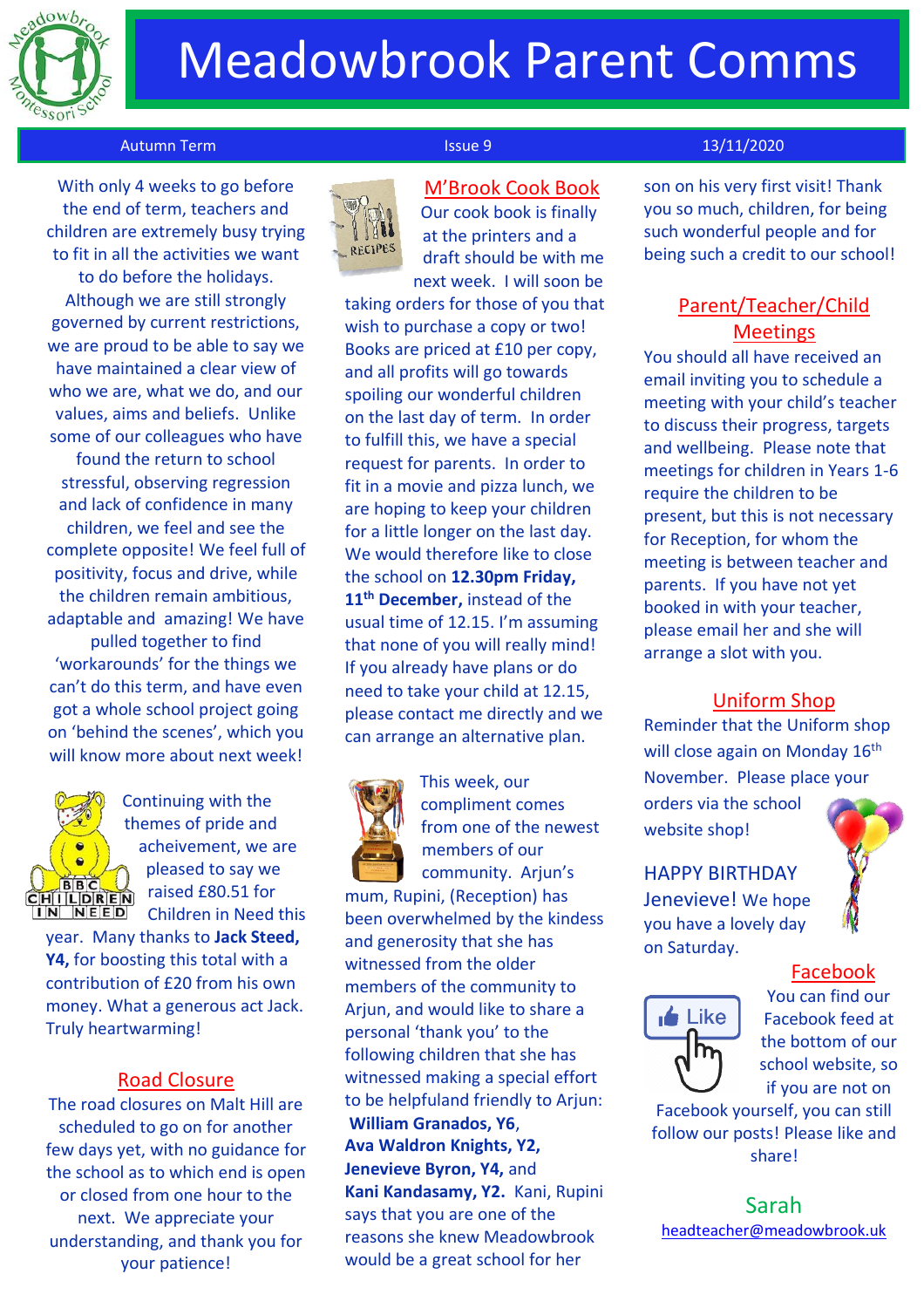# Meadowbrook Parent Comms

Autumn Term | Issue 9 | 13/11/2020

With only 4 weeks to go before the end of term, teachers and children are extremely busy trying to fit in all the activities we want to do before the holidays. Although we are still strongly governed by current restrictions, we are proud to be able to say we have maintained a clear view of who we are, what we do, and our values, aims and beliefs. Unlike some of our colleagues who have found the return to school stressful, observing regression and lack of confidence in many children, we feel and see the complete opposite! We feel full of positivity, focus and drive, while the children remain ambitious, adaptable and amazing! We have pulled together to find 'workarounds' for the things we can't do this term, and have even got a whole school project going on 'behind the scenes', which you will know more about next week!

Continuing with the themes of pride and acheivement, we are pleased to say we raised £80.51 for Children in Need this year. Many thanks to **Jack Steed, Y4,** for boosting this total with a contribution of £20 from his own money. What a generous act Jack. Truly heartwarming!

## Road Closure

The road closures on Malt Hill are scheduled to go on for another few days yet, with no guidance for the school as to which end is open or closed from one hour to the next. We appreciate your understanding, and thank you for your patience!

## M'Brook Cook Book

Our cook book is finally at the printers and a draft should be with me next week. I will soon be taking orders for those of you that wish to purchase a copy or two! Books are priced at £10 per copy, and all profits will go towards spoiling our wonderful children on the last day of term. In order to fulfill this, we have a special request for parents. In order to fit in a movie and pizza lunch, we are hoping to keep your children for a little longer on the last day. We would therefore like to close the school on **12.30pm Friday, 11th December,** instead of the usual time of 12.15. I'm assuming that none of you will really mind! If you already have plans or do need to take your child at 12.15, please contact me directly and we can arrange an alternative plan.

This week, our compliment comes from one of the newest members of our community. Arjun's mum, Rupini, (Reception) has been overwhelmed by the kindness and generosity that she has witnessed from the older members of the community to Arjun, and would like to share a personal 'thank you' to the following children that she has witnessed making a special effort to be helpfuland friendly to Arjun: **William Granados, Y6**, **Ava Waldron Knights, Y2, Jenevieve Byron, Y4,** and **Kani Kandasamy, Y2.** Kani, Rupini says that you are one of the reasons she knew Meadowbrook would be a great school for her son on his very first visit! Thank you so much, children, for being such wonderful people and for being such a credit to our school!

## Parent/Teacher/Child Meetings

You should all have received an email inviting you to schedule a meeting with your child's teacher to discuss their progress, targets and wellbeing. Please note that meetings for children in Years 1-6 require the children to be present, but this is not necessary for Reception, for whom the meeting is between teacher and parents. If you have not yet booked in with your teacher, please email her and she will arrange a slot with you.

## Uniform Shop

Reminder that the Uniform shop will close again on Monday 16th November. Please place your orders via the school website shop!

HAPPY BIRTHDAY Jenevieve! We hope you have a lovely day on Saturday.

## Facebook

You can find our Facebook feed at the bottom of our school website, so if you are not on Facebook yourself, you can still follow our posts! Please like and share!

Sarah

headteacher@meadowbrook.uk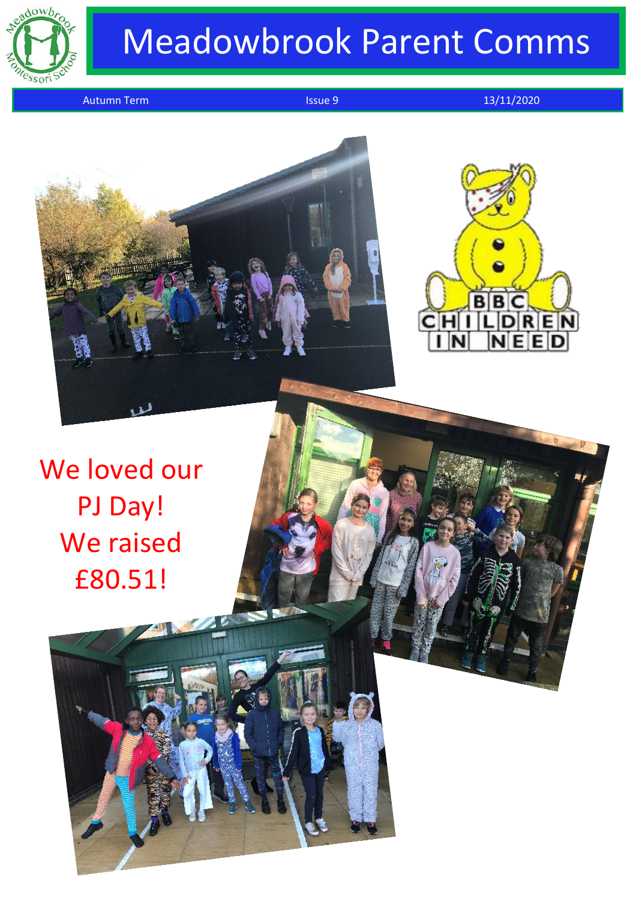# Meadowbrook Parent Comms

Autumn Term | Issue 9 | 13/11/2020

We loved our PJ Day!

We raised £80.51!